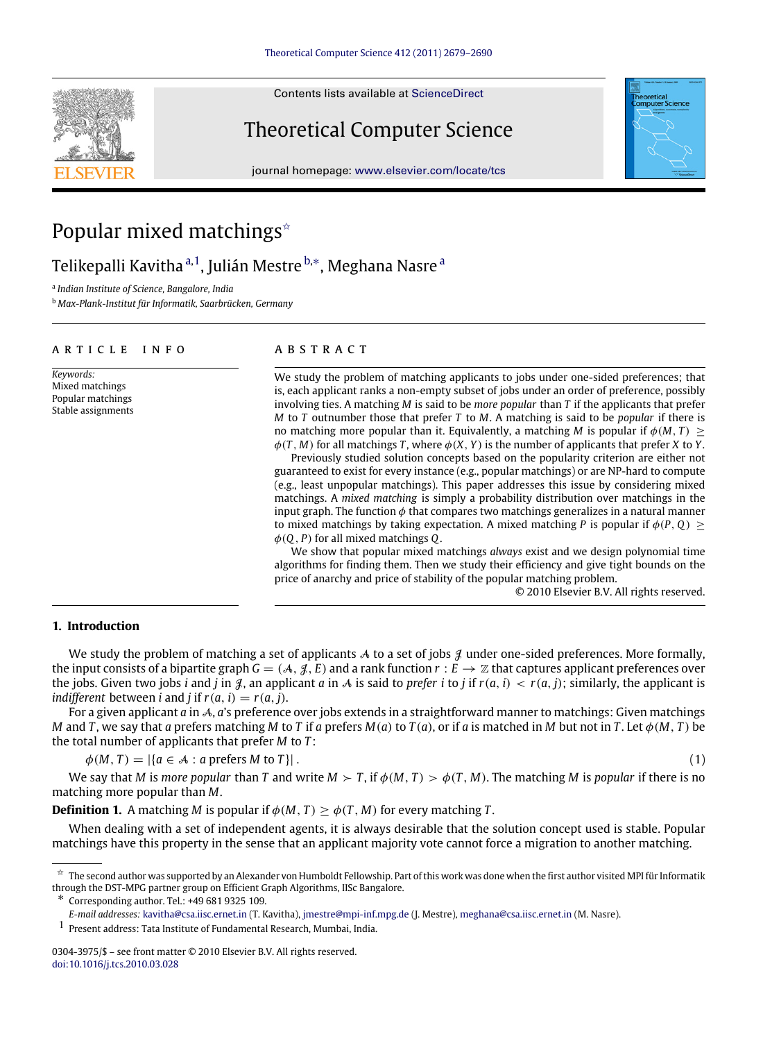# Popular mixed matchings☆

Telikepalli Kavitha[a,1], Julián Mestre[b,*], Meghana Nasre[a]

[a] *Indian Institute of Science, Bangalore, India*

[b] *Max-Plank-Institut für Informatik, Saarbrücken, Germany*

**ARTICLE INFO**

*Keywords:*
Mixed matchings
Popular matchings
Stable assignments

**ABSTRACT**

We study the problem of matching applicants to jobs under one-sided preferences; that is, each applicant ranks a non-empty subset of jobs under an order of preference, possibly involving ties. A matching $M$ is said to be *more popular* than $T$ if the applicants that prefer $M$ to $T$ outnumber those that prefer $T$ to $M$. A matching is said to be *popular* if there is no matching more popular than it. Equivalently, a matching $M$ is popular if $\phi(M, T) \geq \phi(T, M)$ for all matchings $T$, where $\phi(X, Y)$ is the number of applicants that prefer $X$ to $Y$.

Previously studied solution concepts based on the popularity criterion are either not guaranteed to exist for every instance (e.g., popular matchings) or are NP-hard to compute (e.g., least unpopular matchings). This paper addresses this issue by considering mixed matchings. A *mixed matching* is simply a probability distribution over matchings in the input graph. The function $\phi$ that compares two matchings generalizes in a natural manner to mixed matchings by taking expectation. A mixed matching $P$ is popular if $\phi(P, Q) \geq \phi(Q, P)$ for all mixed matchings $Q$.

We show that popular mixed matchings *always* exist and we design polynomial time algorithms for finding them. Then we study their efficiency and give tight bounds on the price of anarchy and price of stability of the popular matching problem.

© 2010 Elsevier B.V. All rights reserved.

## 1. Introduction

We study the problem of matching a set of applicants $\mathcal{A}$ to a set of jobs $\mathcal{J}$ under one-sided preferences. More formally, the input consists of a bipartite graph $G = (\mathcal{A}, \mathcal{J}, E)$ and a rank function $r : E \to \mathbb{Z}$ that captures applicant preferences over the jobs. Given two jobs $i$ and $j$ in $\mathcal{J}$, an applicant $a$ in $\mathcal{A}$ is said to *prefer* $i$ to $j$ if $r(a, i) < r(a, j)$; similarly, the applicant is *indifferent* between $i$ and $j$ if $r(a, i) = r(a, j)$.

For a given applicant $a$ in $\mathcal{A}$, $a$'s preference over jobs extends in a straightforward manner to matchings: Given matchings $M$ and $T$, we say that $a$ prefers matching $M$ to $T$ if $a$ prefers $M(a)$ to $T(a)$, or if $a$ is matched in $M$ but not in $T$. Let $\phi(M, T)$ be the total number of applicants that prefer $M$ to $T$:

$$\phi(M, T) = |\{a \in \mathcal{A} : a \text{ prefers } M \text{ to } T\}| \,. \tag{1}$$

We say that $M$ is *more popular* than $T$ and write $M \succ T$, if $\phi(M, T) > \phi(T, M)$. The matching $M$ is *popular* if there is no matching more popular than $M$.

**Definition 1.** A matching $M$ is popular if $\phi(M, T) \geq \phi(T, M)$ for every matching $T$.

When dealing with a set of independent agents, it is always desirable that the solution concept used is stable. Popular matchings have this property in the sense that an applicant majority vote cannot force a migration to another matching.

---

☆ The second author was supported by an Alexander von Humboldt Fellowship. Part of this work was done when the first author visited MPI für Informatik through the DST-MPG partner group on Efficient Graph Algorithms, IISc Bangalore.

\* Corresponding author. Tel.: +49 681 9325 109.

*E-mail addresses:* kavitha@csa.iisc.ernet.in (T. Kavitha), jmestre@mpi-inf.mpg.de (J. Mestre), meghana@csa.iisc.ernet.in (M. Nasre).

[1] Present address: Tata Institute of Fundamental Research, Mumbai, India.

0304-3975/$ – see front matter © 2010 Elsevier B.V. All rights reserved.
doi:10.1016/j.tcs.2010.03.028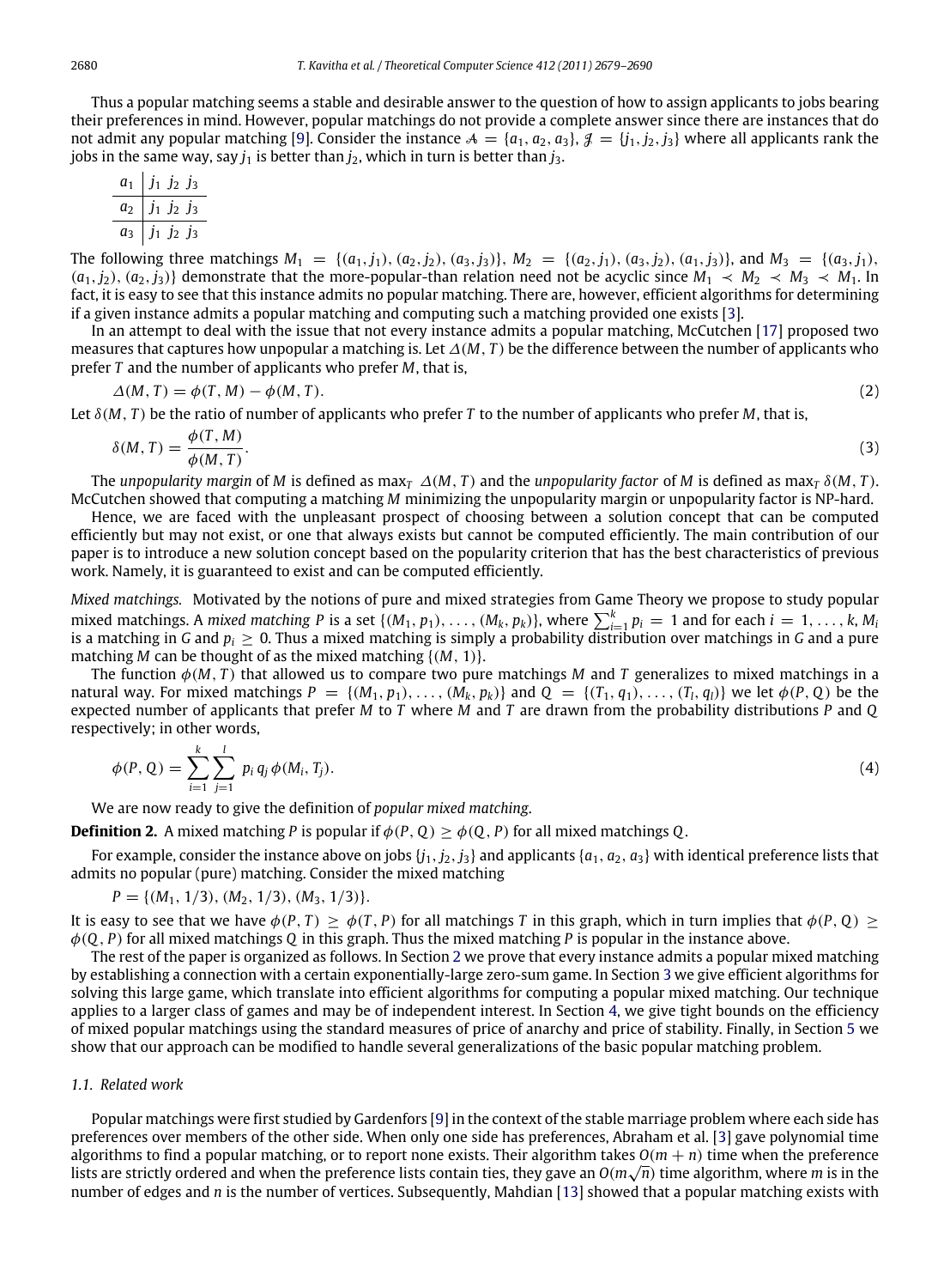Thus a popular matching seems a stable and desirable answer to the question of how to assign applicants to jobs bearing their preferences in mind. However, popular matchings do not provide a complete answer since there are instances that do not admit any popular matching [9]. Consider the instance $\mathcal{A} = \{a_1, a_2, a_3\}$, $\mathcal{J} = \{j_1, j_2, j_3\}$ where all applicants rank the jobs in the same way, say $j_1$ is better than $j_2$, which in turn is better than $j_3$.

| | |
|---|---|
| $a_1$ | $j_1$ $j_2$ $j_3$ |
| $a_2$ | $j_1$ $j_2$ $j_3$ |
| $a_3$ | $j_1$ $j_2$ $j_3$ |

The following three matchings $M_1 = \{(a_1, j_1), (a_2, j_2), (a_3, j_3)\}$, $M_2 = \{(a_2, j_1), (a_3, j_2), (a_1, j_3)\}$, and $M_3 = \{(a_3, j_1), (a_1, j_2), (a_2, j_3)\}$ demonstrate that the more-popular-than relation need not be acyclic since $M_1 \prec M_2 \prec M_3 \prec M_1$. In fact, it is easy to see that this instance admits no popular matching. There are, however, efficient algorithms for determining if a given instance admits a popular matching and computing such a matching provided one exists [3].

In an attempt to deal with the issue that not every instance admits a popular matching, McCutchen [17] proposed two measures that captures how unpopular a matching is. Let $\Delta(M, T)$ be the difference between the number of applicants who prefer $T$ and the number of applicants who prefer $M$, that is,

$$\Delta(M, T) = \phi(T, M) - \phi(M, T). \tag{2}$$

Let $\delta(M, T)$ be the ratio of number of applicants who prefer $T$ to the number of applicants who prefer $M$, that is,

$$\delta(M, T) = \frac{\phi(T, M)}{\phi(M, T)}. \tag{3}$$

The *unpopularity margin* of $M$ is defined as $\max_T \Delta(M, T)$ and the *unpopularity factor* of $M$ is defined as $\max_T \delta(M, T)$. McCutchen showed that computing a matching $M$ minimizing the unpopularity margin or unpopularity factor is NP-hard.

Hence, we are faced with the unpleasant prospect of choosing between a solution concept that can be computed efficiently but may not exist, or one that always exists but cannot be computed efficiently. The main contribution of our paper is to introduce a new solution concept based on the popularity criterion that has the best characteristics of previous work. Namely, it is guaranteed to exist and can be computed efficiently.

*Mixed matchings.* Motivated by the notions of pure and mixed strategies from Game Theory we propose to study popular mixed matchings. A *mixed matching* $P$ is a set $\{(M_1, p_1), \ldots, (M_k, p_k)\}$, where $\sum_{i=1}^{k} p_i = 1$ and for each $i = 1, \ldots, k$, $M_i$ is a matching in $G$ and $p_i \geq 0$. Thus a mixed matching is simply a probability distribution over matchings in $G$ and a pure matching $M$ can be thought of as the mixed matching $\{(M, 1)\}$.

The function $\phi(M, T)$ that allowed us to compare two pure matchings $M$ and $T$ generalizes to mixed matchings in a natural way. For mixed matchings $P = \{(M_1, p_1), \ldots, (M_k, p_k)\}$ and $Q = \{(T_1, q_1), \ldots, (T_l, q_l)\}$ we let $\phi(P, Q)$ be the expected number of applicants that prefer $M$ to $T$ where $M$ and $T$ are drawn from the probability distributions $P$ and $Q$ respectively; in other words,

$$\phi(P, Q) = \sum_{i=1}^{k} \sum_{j=1}^{l} p_i \, q_j \, \phi(M_i, T_j). \tag{4}$$

We are now ready to give the definition of *popular mixed matching*.

**Definition 2.** A mixed matching $P$ is popular if $\phi(P, Q) \geq \phi(Q, P)$ for all mixed matchings $Q$.

For example, consider the instance above on jobs $\{j_1, j_2, j_3\}$ and applicants $\{a_1, a_2, a_3\}$ with identical preference lists that admits no popular (pure) matching. Consider the mixed matching

$$P = \{(M_1, 1/3), (M_2, 1/3), (M_3, 1/3)\}.$$

It is easy to see that we have $\phi(P, T) \geq \phi(T, P)$ for all matchings $T$ in this graph, which in turn implies that $\phi(P, Q) \geq \phi(Q, P)$ for all mixed matchings $Q$ in this graph. Thus the mixed matching $P$ is popular in the instance above.

The rest of the paper is organized as follows. In Section 2 we prove that every instance admits a popular mixed matching by establishing a connection with a certain exponentially-large zero-sum game. In Section 3 we give efficient algorithms for solving this large game, which translate into efficient algorithms for computing a popular mixed matching. Our technique applies to a larger class of games and may be of independent interest. In Section 4, we give tight bounds on the efficiency of mixed popular matchings using the standard measures of price of anarchy and price of stability. Finally, in Section 5 we show that our approach can be modified to handle several generalizations of the basic popular matching problem.

### 1.1. Related work

Popular matchings were first studied by Gardenfors [9] in the context of the stable marriage problem where each side has preferences over members of the other side. When only one side has preferences, Abraham et al. [3] gave polynomial time algorithms to find a popular matching, or to report none exists. Their algorithm takes $O(m + n)$ time when the preference lists are strictly ordered and when the preference lists contain ties, they gave an $O(m\sqrt{n})$ time algorithm, where $m$ is in the number of edges and $n$ is the number of vertices. Subsequently, Mahdian [13] showed that a popular matching exists with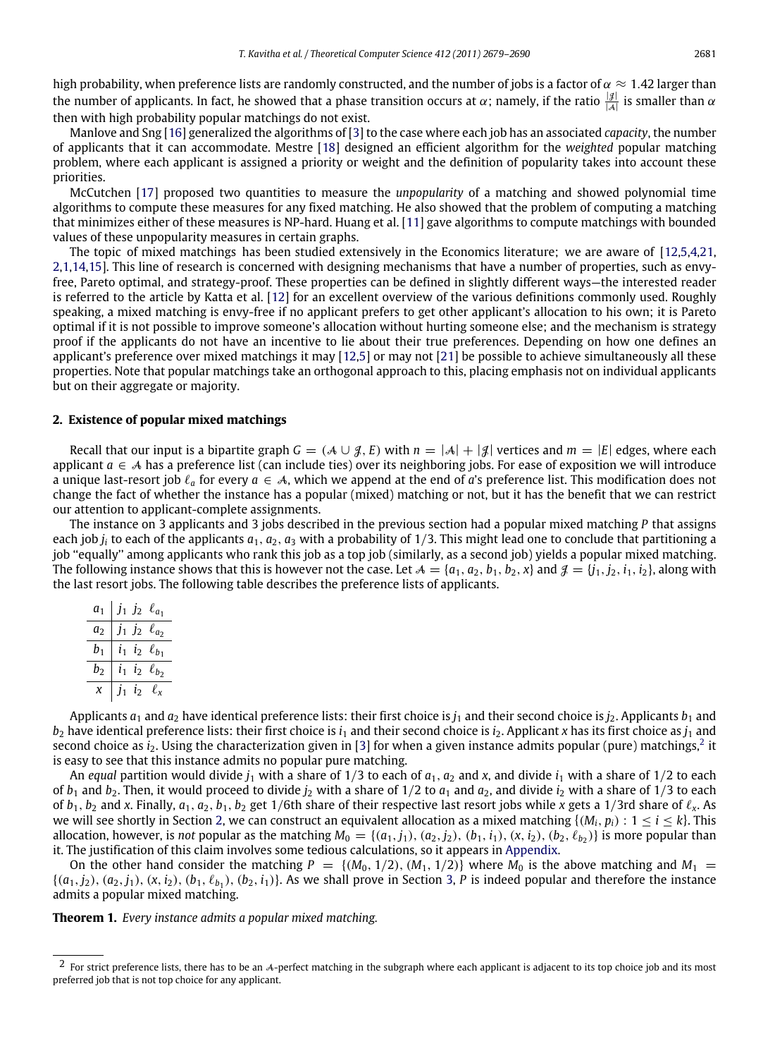high probability, when preference lists are randomly constructed, and the number of jobs is a factor of $\alpha \approx 1.42$ larger than the number of applicants. In fact, he showed that a phase transition occurs at $\alpha$; namely, if the ratio $\frac{|\mathcal{J}|}{|\mathcal{A}|}$ is smaller than $\alpha$ then with high probability popular matchings do not exist.

Manlove and Sng [16] generalized the algorithms of [3] to the case where each job has an associated *capacity*, the number of applicants that it can accommodate. Mestre [18] designed an efficient algorithm for the *weighted* popular matching problem, where each applicant is assigned a priority or weight and the definition of popularity takes into account these priorities.

McCutchen [17] proposed two quantities to measure the *unpopularity* of a matching and showed polynomial time algorithms to compute these measures for any fixed matching. He also showed that the problem of computing a matching that minimizes either of these measures is NP-hard. Huang et al. [11] gave algorithms to compute matchings with bounded values of these unpopularity measures in certain graphs.

The topic of mixed matchings has been studied extensively in the Economics literature; we are aware of [12,5,4,21,2,1,14,15]. This line of research is concerned with designing mechanisms that have a number of properties, such as envy-free, Pareto optimal, and strategy-proof. These properties can be defined in slightly different ways—the interested reader is referred to the article by Katta et al. [12] for an excellent overview of the various definitions commonly used. Roughly speaking, a mixed matching is envy-free if no applicant prefers to get other applicant's allocation to his own; it is Pareto optimal if it is not possible to improve someone's allocation without hurting someone else; and the mechanism is strategy proof if the applicants do not have an incentive to lie about their true preferences. Depending on how one defines an applicant's preference over mixed matchings it may [12,5] or may not [21] be possible to achieve simultaneously all these properties. Note that popular matchings take an orthogonal approach to this, placing emphasis not on individual applicants but on their aggregate or majority.

## 2. Existence of popular mixed matchings

Recall that our input is a bipartite graph $G = (\mathcal{A} \cup \mathcal{J}, E)$ with $n = |\mathcal{A}| + |\mathcal{J}|$ vertices and $m = |E|$ edges, where each applicant $a \in \mathcal{A}$ has a preference list (can include ties) over its neighboring jobs. For ease of exposition we will introduce a unique last-resort job $\ell_a$ for every $a \in \mathcal{A}$, which we append at the end of $a$'s preference list. This modification does not change the fact of whether the instance has a popular (mixed) matching or not, but it has the benefit that we can restrict our attention to applicant-complete assignments.

The instance on 3 applicants and 3 jobs described in the previous section had a popular mixed matching $P$ that assigns each job $j_i$ to each of the applicants $a_1, a_2, a_3$ with a probability of 1/3. This might lead one to conclude that partitioning a job "equally" among applicants who rank this job as a top job (similarly, as a second job) yields a popular mixed matching. The following instance shows that this is however not the case. Let $\mathcal{A} = \{a_1, a_2, b_1, b_2, x\}$ and $\mathcal{J} = \{j_1, j_2, i_1, i_2\}$, along with the last resort jobs. The following table describes the preference lists of applicants.

| | | | |
|---|---|---|---|
| $a_1$ | $j_1$ | $j_2$ | $\ell_{a_1}$ |
| $a_2$ | $j_1$ | $j_2$ | $\ell_{a_2}$ |
| $b_1$ | $i_1$ | $i_2$ | $\ell_{b_1}$ |
| $b_2$ | $i_1$ | $i_2$ | $\ell_{b_2}$ |
| $x$ | $j_1$ | $i_2$ | $\ell_x$ |

Applicants $a_1$ and $a_2$ have identical preference lists: their first choice is $j_1$ and their second choice is $j_2$. Applicants $b_1$ and $b_2$ have identical preference lists: their first choice is $i_1$ and their second choice is $i_2$. Applicant $x$ has its first choice as $j_1$ and second choice as $i_2$. Using the characterization given in [3] for when a given instance admits popular (pure) matchings,[2] it is easy to see that this instance admits no popular pure matching.

An *equal* partition would divide $j_1$ with a share of 1/3 to each of $a_1$, $a_2$ and $x$, and divide $i_1$ with a share of 1/2 to each of $b_1$ and $b_2$. Then, it would proceed to divide $j_2$ with a share of 1/2 to $a_1$ and $a_2$, and divide $i_2$ with a share of 1/3 to each of $b_1$, $b_2$ and $x$. Finally, $a_1, a_2, b_1, b_2$ get 1/6th share of their respective last resort jobs while $x$ gets a 1/3rd share of $\ell_x$. As we will see shortly in Section 2, we can construct an equivalent allocation as a mixed matching $\{(M_i, p_i) : 1 \leq i \leq k\}$. This allocation, however, is *not* popular as the matching $M_0 = \{(a_1, j_1), (a_2, j_2), (b_1, i_1), (x, i_2), (b_2, \ell_{b_2})\}$ is more popular than it. The justification of this claim involves some tedious calculations, so it appears in Appendix.

On the other hand consider the matching $P = \{(M_0, 1/2), (M_1, 1/2)\}$ where $M_0$ is the above matching and $M_1 = \{(a_1, j_2), (a_2, j_1), (x, i_2), (b_1, \ell_{b_1}), (b_2, i_1)\}$. As we shall prove in Section 3, $P$ is indeed popular and therefore the instance admits a popular mixed matching.

**Theorem 1.** *Every instance admits a popular mixed matching.*

---

[2] For strict preference lists, there has to be an $\mathcal{A}$-perfect matching in the subgraph where each applicant is adjacent to its top choice job and its most preferred job that is not top choice for any applicant.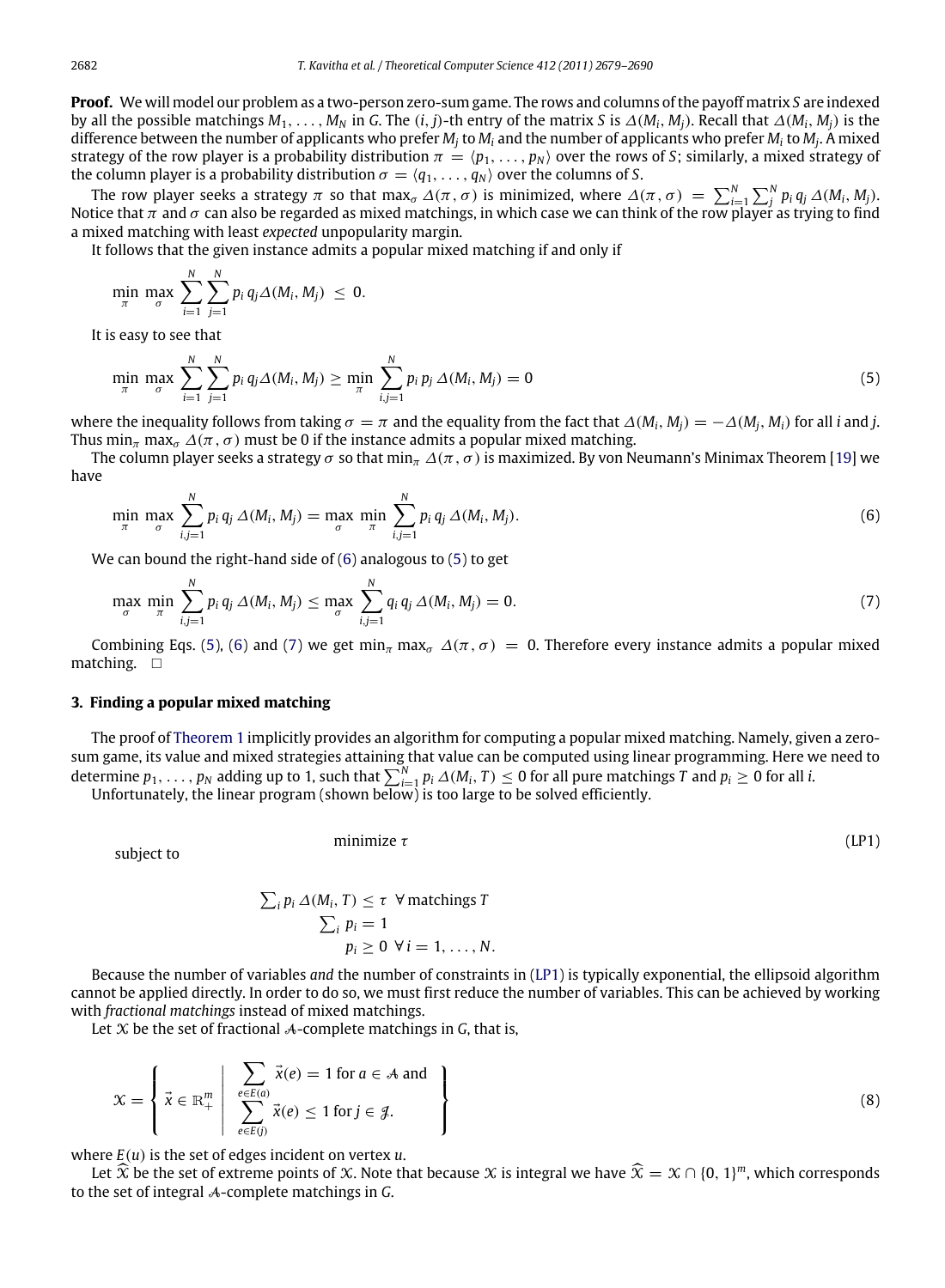**Proof.** We will model our problem as a two-person zero-sum game. The rows and columns of the payoff matrix $S$ are indexed by all the possible matchings $M_1, \ldots, M_N$ in $G$. The $(i, j)$-th entry of the matrix $S$ is $\Delta(M_i, M_j)$. Recall that $\Delta(M_i, M_j)$ is the difference between the number of applicants who prefer $M_j$ to $M_i$ and the number of applicants who prefer $M_i$ to $M_j$. A mixed strategy of the row player is a probability distribution $\pi = \langle p_1, \ldots, p_N \rangle$ over the rows of $S$; similarly, a mixed strategy of the column player is a probability distribution $\sigma = \langle q_1, \ldots, q_N \rangle$ over the columns of $S$.

The row player seeks a strategy $\pi$ so that $\max_\sigma \Delta(\pi, \sigma)$ is minimized, where $\Delta(\pi, \sigma) = \sum_{i=1}^N \sum_j^N p_i\, q_j\, \Delta(M_i, M_j)$. Notice that $\pi$ and $\sigma$ can also be regarded as mixed matchings, in which case we can think of the row player as trying to find a mixed matching with least *expected* unpopularity margin.

It follows that the given instance admits a popular mixed matching if and only if

$$\min_\pi \max_\sigma \sum_{i=1}^N \sum_{j=1}^N p_i\, q_j \Delta(M_i, M_j) \le 0.$$

It is easy to see that

$$\min_\pi \max_\sigma \sum_{i=1}^N \sum_{j=1}^N p_i\, q_j \Delta(M_i, M_j) \ge \min_\pi \sum_{i,j=1}^N p_i\, p_j\, \Delta(M_i, M_j) = 0 \tag{5}$$

where the inequality follows from taking $\sigma = \pi$ and the equality from the fact that $\Delta(M_i, M_j) = -\Delta(M_j, M_i)$ for all $i$ and $j$. Thus $\min_\pi \max_\sigma \Delta(\pi, \sigma)$ must be 0 if the instance admits a popular mixed matching.

The column player seeks a strategy $\sigma$ so that $\min_\pi \Delta(\pi, \sigma)$ is maximized. By von Neumann's Minimax Theorem [19] we have

$$\min_\pi \max_\sigma \sum_{i,j=1}^N p_i\, q_j\, \Delta(M_i, M_j) = \max_\sigma \min_\pi \sum_{i,j=1}^N p_i\, q_j\, \Delta(M_i, M_j). \tag{6}$$

We can bound the right-hand side of (6) analogous to (5) to get

$$\max_\sigma \min_\pi \sum_{i,j=1}^N p_i\, q_j\, \Delta(M_i, M_j) \le \max_\sigma \sum_{i,j=1}^N q_i\, q_j\, \Delta(M_i, M_j) = 0. \tag{7}$$

Combining Eqs. (5), (6) and (7) we get $\min_\pi \max_\sigma \Delta(\pi, \sigma) = 0$. Therefore every instance admits a popular mixed matching. $\square$

## 3. Finding a popular mixed matching

The proof of Theorem 1 implicitly provides an algorithm for computing a popular mixed matching. Namely, given a zero-sum game, its value and mixed strategies attaining that value can be computed using linear programming. Here we need to determine $p_1, \ldots, p_N$ adding up to 1, such that $\sum_{i=1}^N p_i\, \Delta(M_i, T) \le 0$ for all pure matchings $T$ and $p_i \ge 0$ for all $i$.

Unfortunately, the linear program (shown below) is too large to be solved efficiently.

$$\text{minimize } \tau \tag{LP1}$$

subject to

$$\begin{aligned} \textstyle\sum_i p_i\, \Delta(M_i, T) &\le \tau \quad \forall \text{ matchings } T \\ \textstyle\sum_i p_i &= 1 \\ p_i &\ge 0 \quad \forall\, i = 1, \ldots, N. \end{aligned}$$

Because the number of variables *and* the number of constraints in (LP1) is typically exponential, the ellipsoid algorithm cannot be applied directly. In order to do so, we must first reduce the number of variables. This can be achieved by working with *fractional matchings* instead of mixed matchings.

Let $\mathcal{X}$ be the set of fractional $\mathcal{A}$-complete matchings in $G$, that is,

$$\mathcal{X} = \left\{ \vec{x} \in \mathbb{R}_+^m \;\middle|\; \begin{array}{l} \sum_{e \in E(a)} \vec{x}(e) = 1 \text{ for } a \in \mathcal{A} \text{ and} \\ \sum_{e \in E(j)} \vec{x}(e) \le 1 \text{ for } j \in \mathcal{J}. \end{array} \right\} \tag{8}$$

where $E(u)$ is the set of edges incident on vertex $u$.

Let $\widehat{\mathcal{X}}$ be the set of extreme points of $\mathcal{X}$. Note that because $\mathcal{X}$ is integral we have $\widehat{\mathcal{X}} = \mathcal{X} \cap \{0, 1\}^m$, which corresponds to the set of integral $\mathcal{A}$-complete matchings in $G$.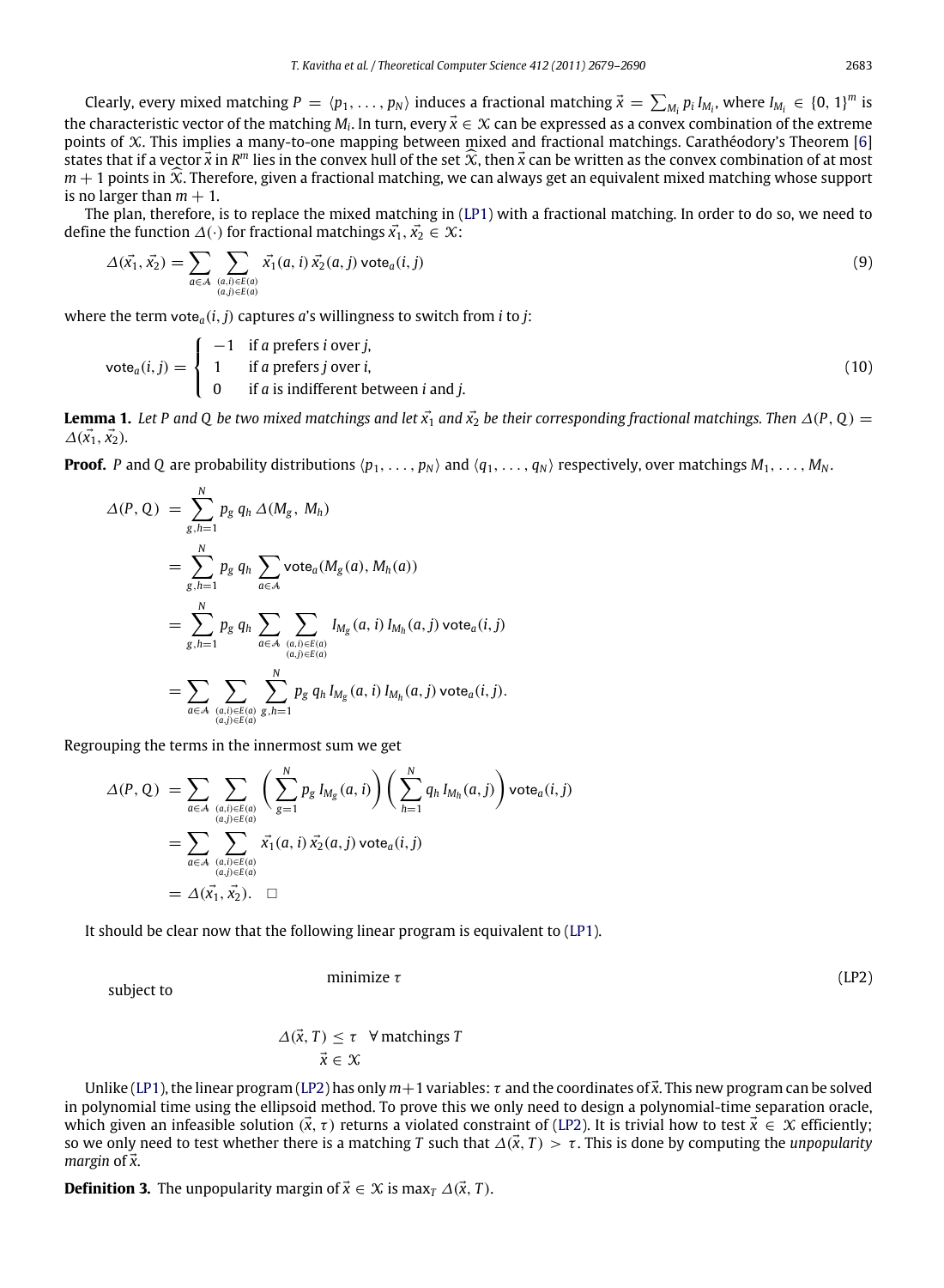Clearly, every mixed matching $P = \langle p_1, \ldots, p_N \rangle$ induces a fractional matching $\vec{x} = \sum_{M_i} p_i I_{M_i}$, where $I_{M_i} \in \{0, 1\}^m$ is the characteristic vector of the matching $M_i$. In turn, every $\vec{x} \in \mathcal{X}$ can be expressed as a convex combination of the extreme points of $\mathcal{X}$. This implies a many-to-one mapping between mixed and fractional matchings. Carathéodory's Theorem [6] states that if a vector $\vec{x}$ in $R^m$ lies in the convex hull of the set $\widehat{\mathcal{X}}$, then $\vec{x}$ can be written as the convex combination of at most $m + 1$ points in $\widehat{\mathcal{X}}$. Therefore, given a fractional matching, we can always get an equivalent mixed matching whose support is no larger than $m + 1$.

The plan, therefore, is to replace the mixed matching in (LP1) with a fractional matching. In order to do so, we need to define the function $\Delta(\cdot)$ for fractional matchings $\vec{x_1}, \vec{x_2} \in \mathcal{X}$:

$$\Delta(\vec{x_1}, \vec{x_2}) = \sum_{a \in \mathcal{A}} \sum_{\substack{(a,i) \in E(a) \\ (a,j) \in E(a)}} \vec{x_1}(a, i)\, \vec{x_2}(a, j)\, \mathsf{vote}_a(i, j) \tag{9}$$

where the term $\mathsf{vote}_a(i, j)$ captures $a$'s willingness to switch from $i$ to $j$:

$$\mathsf{vote}_a(i, j) = \begin{cases} -1 & \text{if } a \text{ prefers } i \text{ over } j, \\ 1 & \text{if } a \text{ prefers } j \text{ over } i, \\ 0 & \text{if } a \text{ is indifferent between } i \text{ and } j. \end{cases} \tag{10}$$

**Lemma 1.** *Let $P$ and $Q$ be two mixed matchings and let $\vec{x_1}$ and $\vec{x_2}$ be their corresponding fractional matchings. Then $\Delta(P, Q) = \Delta(\vec{x_1}, \vec{x_2})$.*

**Proof.** $P$ and $Q$ are probability distributions $\langle p_1, \ldots, p_N \rangle$ and $\langle q_1, \ldots, q_N \rangle$ respectively, over matchings $M_1, \ldots, M_N$.

$$\begin{aligned}
\Delta(P, Q) &= \sum_{g,h=1}^{N} p_g\, q_h\, \Delta(M_g, M_h) \\
&= \sum_{g,h=1}^{N} p_g\, q_h \sum_{a \in \mathcal{A}} \mathsf{vote}_a(M_g(a), M_h(a)) \\
&= \sum_{g,h=1}^{N} p_g\, q_h \sum_{a \in \mathcal{A}} \sum_{\substack{(a,i) \in E(a) \\ (a,j) \in E(a)}} I_{M_g}(a, i)\, I_{M_h}(a, j)\, \mathsf{vote}_a(i, j) \\
&= \sum_{a \in \mathcal{A}} \sum_{\substack{(a,i) \in E(a) \\ (a,j) \in E(a)}} \sum_{g,h=1}^{N} p_g\, q_h\, I_{M_g}(a, i)\, I_{M_h}(a, j)\, \mathsf{vote}_a(i, j).
\end{aligned}$$

Regrouping the terms in the innermost sum we get

$$\begin{aligned}
\Delta(P, Q) &= \sum_{a \in \mathcal{A}} \sum_{\substack{(a,i) \in E(a) \\ (a,j) \in E(a)}} \left( \sum_{g=1}^{N} p_g\, I_{M_g}(a, i) \right) \left( \sum_{h=1}^{N} q_h\, I_{M_h}(a, j) \right) \mathsf{vote}_a(i, j) \\
&= \sum_{a \in \mathcal{A}} \sum_{\substack{(a,i) \in E(a) \\ (a,j) \in E(a)}} \vec{x_1}(a, i)\, \vec{x_2}(a, j)\, \mathsf{vote}_a(i, j) \\
&= \Delta(\vec{x_1}, \vec{x_2}). \quad \square
\end{aligned}$$

It should be clear now that the following linear program is equivalent to (LP1).

$$\begin{aligned}
&\text{minimize } \tau && \text{(LP2)} \\
&\text{subject to} \\
&\qquad \Delta(\vec{x}, T) \le \tau \quad \forall \text{ matchings } T \\
&\qquad \vec{x} \in \mathcal{X}
\end{aligned}$$

Unlike (LP1), the linear program (LP2) has only $m+1$ variables: $\tau$ and the coordinates of $\vec{x}$. This new program can be solved in polynomial time using the ellipsoid method. To prove this we only need to design a polynomial-time separation oracle, which given an infeasible solution $(\vec{x}, \tau)$ returns a violated constraint of (LP2). It is trivial how to test $\vec{x} \in \mathcal{X}$ efficiently; so we only need to test whether there is a matching $T$ such that $\Delta(\vec{x}, T) > \tau$. This is done by computing the *unpopularity margin* of $\vec{x}$.

**Definition 3.** The unpopularity margin of $\vec{x} \in \mathcal{X}$ is $\max_T \Delta(\vec{x}, T)$.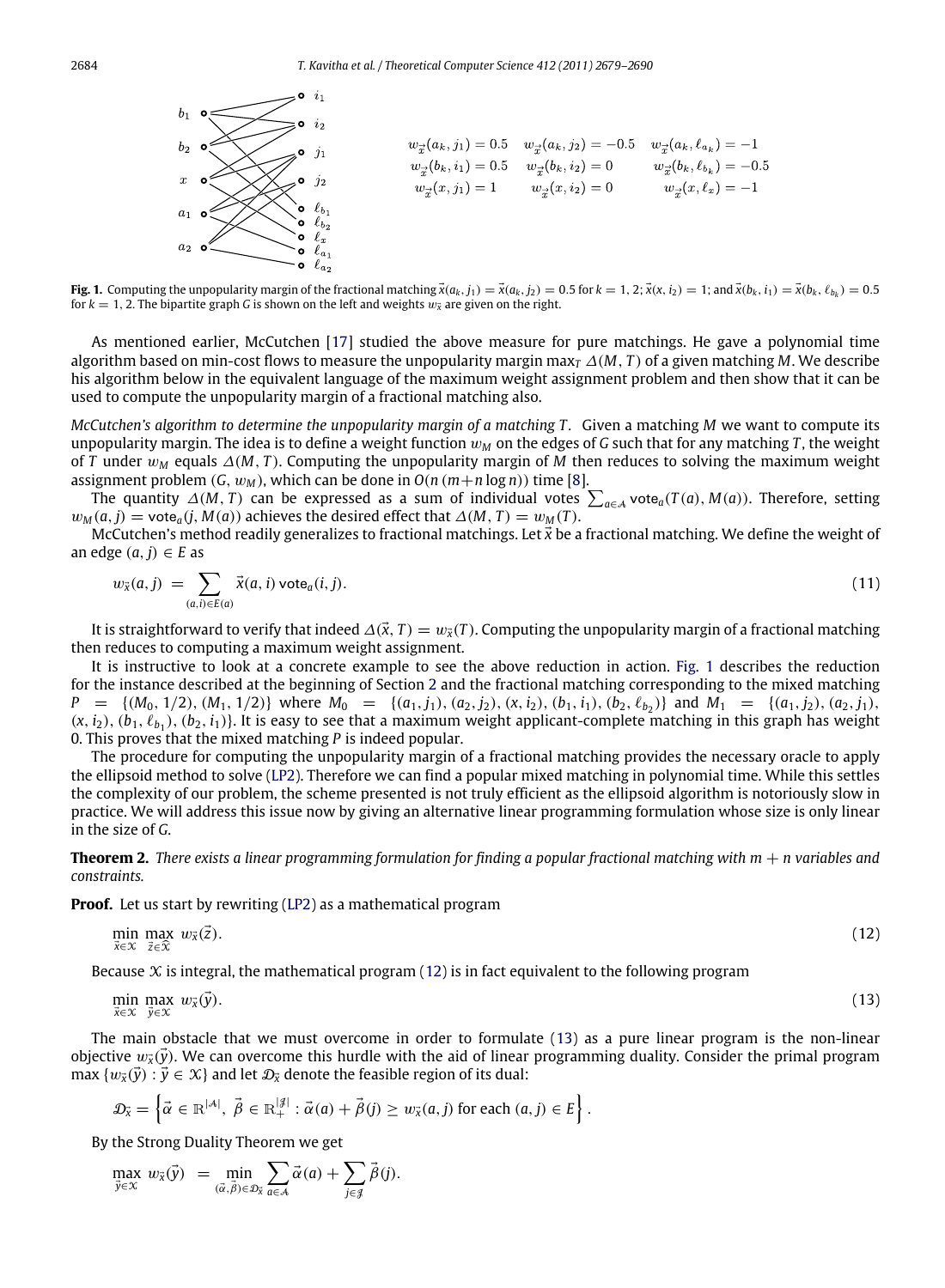$$w_{\vec{x}}(a_k, j_1) = 0.5 \quad w_{\vec{x}}(a_k, j_2) = -0.5 \quad w_{\vec{x}}(a_k, \ell_{a_k}) = -1$$
$$w_{\vec{x}}(b_k, i_1) = 0.5 \quad w_{\vec{x}}(b_k, i_2) = 0 \quad w_{\vec{x}}(b_k, \ell_{b_k}) = -0.5$$
$$w_{\vec{x}}(x, j_1) = 1 \quad w_{\vec{x}}(x, i_2) = 0 \quad w_{\vec{x}}(x, \ell_x) = -1$$

**Fig. 1.** Computing the unpopularity margin of the fractional matching $\vec{x}(a_k, j_1) = \vec{x}(a_k, j_2) = 0.5$ for $k = 1, 2$; $\vec{x}(x, i_2) = 1$; and $\vec{x}(b_k, i_1) = \vec{x}(b_k, \ell_{b_k}) = 0.5$ for $k = 1, 2$. The bipartite graph $G$ is shown on the left and weights $w_{\vec{x}}$ are given on the right.

As mentioned earlier, McCutchen [17] studied the above measure for pure matchings. He gave a polynomial time algorithm based on min-cost flows to measure the unpopularity margin $\max_T \Delta(M, T)$ of a given matching $M$. We describe his algorithm below in the equivalent language of the maximum weight assignment problem and then show that it can be used to compute the unpopularity margin of a fractional matching also.

*McCutchen's algorithm to determine the unpopularity margin of a matching T.* Given a matching $M$ we want to compute its unpopularity margin. The idea is to define a weight function $w_M$ on the edges of $G$ such that for any matching $T$, the weight of $T$ under $w_M$ equals $\Delta(M, T)$. Computing the unpopularity margin of $M$ then reduces to solving the maximum weight assignment problem $(G, w_M)$, which can be done in $O(n\,(m+n \log n))$ time [8].

The quantity $\Delta(M, T)$ can be expressed as a sum of individual votes $\sum_{a\in\mathcal{A}} \mathsf{vote}_a(T(a), M(a))$. Therefore, setting $w_M(a, j) = \mathsf{vote}_a(j, M(a))$ achieves the desired effect that $\Delta(M, T) = w_M(T)$.

McCutchen's method readily generalizes to fractional matchings. Let $\vec{x}$ be a fractional matching. We define the weight of an edge $(a, j) \in E$ as

$$w_{\vec{x}}(a, j) = \sum_{(a,i)\in E(a)} \vec{x}(a, i)\, \mathsf{vote}_a(i, j). \tag{11}$$

It is straightforward to verify that indeed $\Delta(\vec{x}, T) = w_{\vec{x}}(T)$. Computing the unpopularity margin of a fractional matching then reduces to computing a maximum weight assignment.

It is instructive to look at a concrete example to see the above reduction in action. Fig. 1 describes the reduction for the instance described at the beginning of Section 2 and the fractional matching corresponding to the mixed matching $P = \{(M_0, 1/2), (M_1, 1/2)\}$ where $M_0 = \{(a_1, j_1), (a_2, j_2), (x, i_2), (b_1, i_1), (b_2, \ell_{b_2})\}$ and $M_1 = \{(a_1, j_2), (a_2, j_1), (x, i_2), (b_1, \ell_{b_1}), (b_2, i_1)\}$. It is easy to see that a maximum weight applicant-complete matching in this graph has weight 0. This proves that the mixed matching $P$ is indeed popular.

The procedure for computing the unpopularity margin of a fractional matching provides the necessary oracle to apply the ellipsoid method to solve (LP2). Therefore we can find a popular mixed matching in polynomial time. While this settles the complexity of our problem, the scheme presented is not truly efficient as the ellipsoid algorithm is notoriously slow in practice. We will address this issue now by giving an alternative linear programming formulation whose size is only linear in the size of $G$.

**Theorem 2.** *There exists a linear programming formulation for finding a popular fractional matching with $m + n$ variables and constraints.*

**Proof.** Let us start by rewriting (LP2) as a mathematical program

$$\min_{\vec{x}\in\mathcal{X}} \max_{\vec{z}\in\widehat{\mathcal{X}}} w_{\vec{x}}(\vec{z}). \tag{12}$$

Because $\mathcal{X}$ is integral, the mathematical program (12) is in fact equivalent to the following program

$$\min_{\vec{x}\in\mathcal{X}} \max_{\vec{y}\in\mathcal{X}} w_{\vec{x}}(\vec{y}). \tag{13}$$

The main obstacle that we must overcome in order to formulate (13) as a pure linear program is the non-linear objective $w_{\vec{x}}(\vec{y})$. We can overcome this hurdle with the aid of linear programming duality. Consider the primal program $\max\{w_{\vec{x}}(\vec{y}) : \vec{y} \in \mathcal{X}\}$ and let $\mathcal{D}_{\vec{x}}$ denote the feasible region of its dual:

$$\mathcal{D}_{\vec{x}} = \left\{\vec{\alpha} \in \mathbb{R}^{|\mathcal{A}|},\ \vec{\beta} \in \mathbb{R}_+^{|\mathcal{J}|} : \vec{\alpha}(a) + \vec{\beta}(j) \geq w_{\vec{x}}(a, j) \text{ for each } (a, j) \in E\right\}.$$

By the Strong Duality Theorem we get

$$\max_{\vec{y}\in\mathcal{X}} w_{\vec{x}}(\vec{y}) = \min_{(\vec{\alpha},\vec{\beta})\in\mathcal{D}_{\vec{x}}} \sum_{a\in\mathcal{A}} \vec{\alpha}(a) + \sum_{j\in\mathcal{J}} \vec{\beta}(j).$$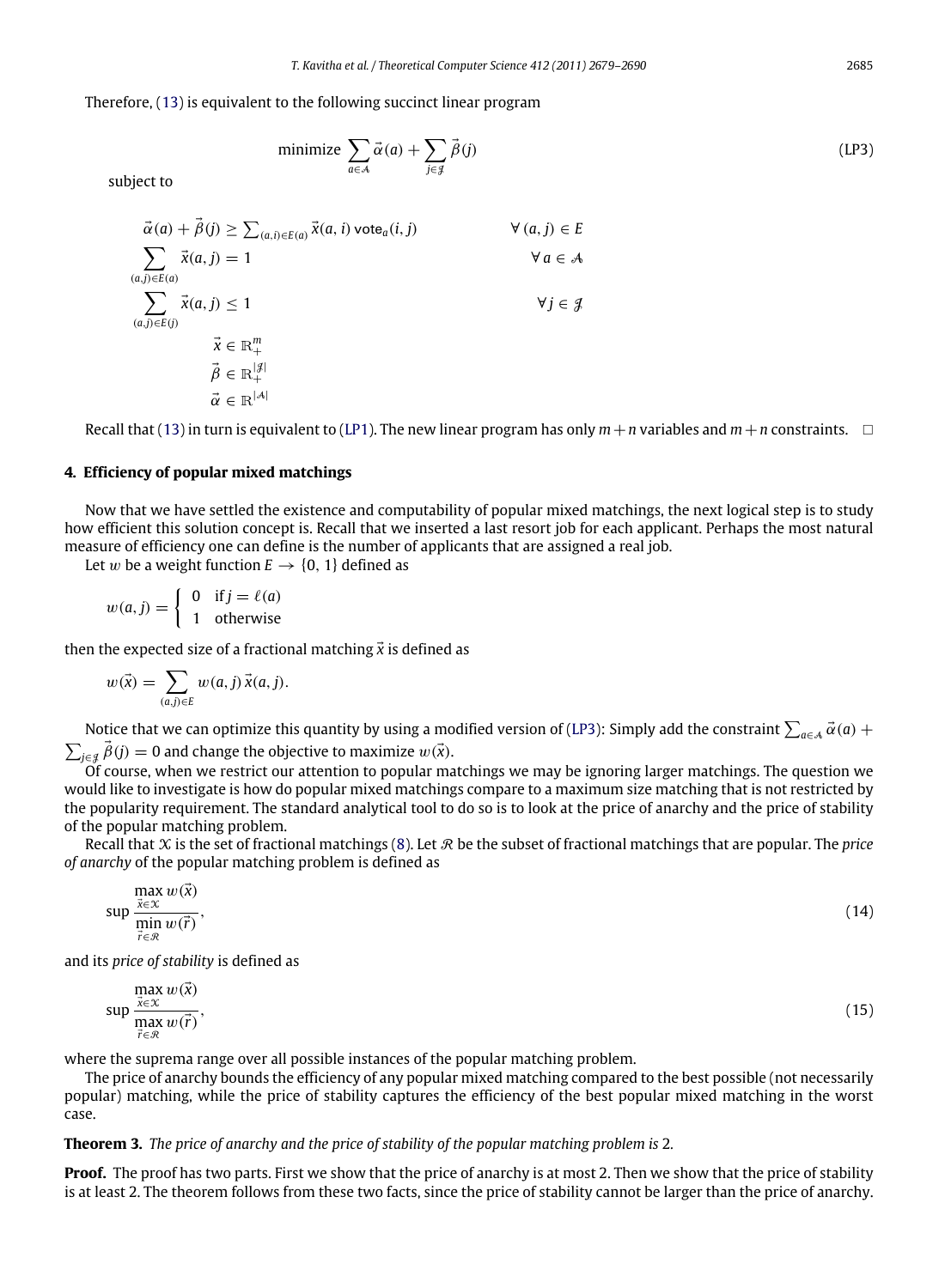Therefore, (13) is equivalent to the following succinct linear program

$$\text{minimize } \sum_{a\in\mathcal{A}} \vec{\alpha}(a) + \sum_{j\in\mathcal{J}} \vec{\beta}(j) \tag{LP3}$$

subject to

$$
\begin{aligned}
&\vec{\alpha}(a) + \vec{\beta}(j) \geq \textstyle\sum_{(a,i)\in E(a)} \vec{x}(a,i)\,\mathsf{vote}_a(i,j) && \forall\,(a,j)\in E\\
&\sum_{(a,j)\in E(a)} \vec{x}(a,j) = 1 && \forall\, a\in\mathcal{A}\\
&\sum_{(a,j)\in E(j)} \vec{x}(a,j) \leq 1 && \forall\, j\in\mathcal{J}\\
&\vec{x}\in\mathbb{R}^m_+\\
&\vec{\beta}\in\mathbb{R}^{|\mathcal{J}|}_+\\
&\vec{\alpha}\in\mathbb{R}^{|\mathcal{A}|}
\end{aligned}
$$

Recall that (13) in turn is equivalent to (LP1). The new linear program has only $m+n$ variables and $m+n$ constraints. □

## 4. Efficiency of popular mixed matchings

Now that we have settled the existence and computability of popular mixed matchings, the next logical step is to study how efficient this solution concept is. Recall that we inserted a last resort job for each applicant. Perhaps the most natural measure of efficiency one can define is the number of applicants that are assigned a real job.

Let $w$ be a weight function $E \to \{0, 1\}$ defined as

$$w(a,j) = \begin{cases} 0 & \text{if } j = \ell(a) \\ 1 & \text{otherwise} \end{cases}$$

then the expected size of a fractional matching $\vec{x}$ is defined as

$$w(\vec{x}) = \sum_{(a,j)\in E} w(a,j)\,\vec{x}(a,j).$$

Notice that we can optimize this quantity by using a modified version of (LP3): Simply add the constraint $\sum_{a\in\mathcal{A}} \vec{\alpha}(a) + \sum_{j\in\mathcal{J}} \vec{\beta}(j) = 0$ and change the objective to maximize $w(\vec{x})$.

Of course, when we restrict our attention to popular matchings we may be ignoring larger matchings. The question we would like to investigate is how do popular mixed matchings compare to a maximum size matching that is not restricted by the popularity requirement. The standard analytical tool to do so is to look at the price of anarchy and the price of stability of the popular matching problem.

Recall that $\mathcal{X}$ is the set of fractional matchings (8). Let $\mathcal{R}$ be the subset of fractional matchings that are popular. The *price of anarchy* of the popular matching problem is defined as

$$\sup \frac{\max_{\vec{x}\in\mathcal{X}} w(\vec{x})}{\min_{\vec{r}\in\mathcal{R}} w(\vec{r})}, \tag{14}$$

and its *price of stability* is defined as

$$\sup \frac{\max_{\vec{x}\in\mathcal{X}} w(\vec{x})}{\max_{\vec{r}\in\mathcal{R}} w(\vec{r})}, \tag{15}$$

where the suprema range over all possible instances of the popular matching problem.

The price of anarchy bounds the efficiency of any popular mixed matching compared to the best possible (not necessarily popular) matching, while the price of stability captures the efficiency of the best popular mixed matching in the worst case.

**Theorem 3.** *The price of anarchy and the price of stability of the popular matching problem is* 2.

**Proof.** The proof has two parts. First we show that the price of anarchy is at most 2. Then we show that the price of stability is at least 2. The theorem follows from these two facts, since the price of stability cannot be larger than the price of anarchy.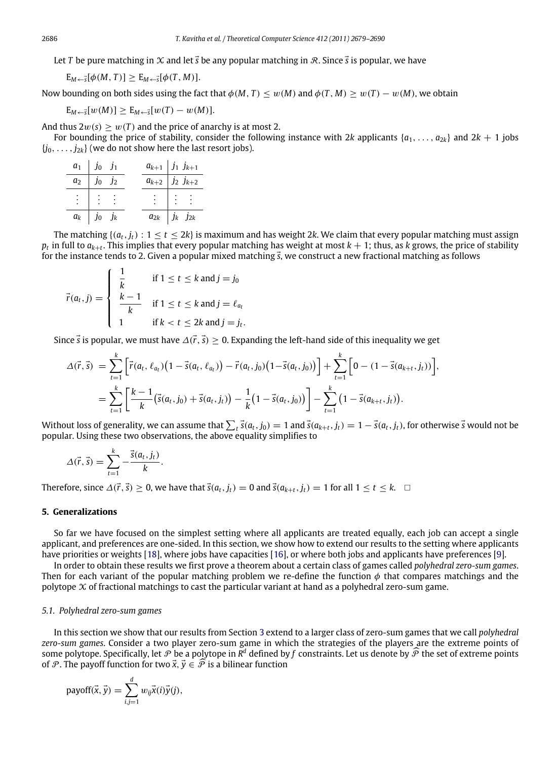Let $T$ be pure matching in $\mathcal{X}$ and let $\vec{s}$ be any popular matching in $\mathcal{R}$. Since $\vec{s}$ is popular, we have

$$\mathrm{E}_{M\leftarrow\vec{s}}[\phi(M,T)] \geq \mathrm{E}_{M\leftarrow\vec{s}}[\phi(T,M)].$$

Now bounding on both sides using the fact that $\phi(M,T) \leq w(M)$ and $\phi(T,M) \geq w(T) - w(M)$, we obtain

$$\mathrm{E}_{M\leftarrow\vec{s}}[w(M)] \geq \mathrm{E}_{M\leftarrow\vec{s}}[w(T) - w(M)].$$

And thus $2w(s) \geq w(T)$ and the price of anarchy is at most 2.

For bounding the price of stability, consider the following instance with $2k$ applicants $\{a_1, \ldots, a_{2k}\}$ and $2k+1$ jobs $\{j_0, \ldots, j_{2k}\}$ (we do not show here the last resort jobs).

| | | | | | |
|---|---|---|---|---|---|
| $a_1$ | $j_0$ | $j_1$ | $a_{k+1}$ | $j_1$ | $j_{k+1}$ |
| $a_2$ | $j_0$ | $j_2$ | $a_{k+2}$ | $j_2$ | $j_{k+2}$ |
| $\vdots$ | $\vdots$ | $\vdots$ | $\vdots$ | $\vdots$ | $\vdots$ |
| $a_k$ | $j_0$ | $j_k$ | $a_{2k}$ | $j_k$ | $j_{2k}$ |

The matching $\{(a_t, j_t) : 1 \leq t \leq 2k\}$ is maximum and has weight $2k$. We claim that every popular matching must assign $p_t$ in full to $a_{k+t}$. This implies that every popular matching has weight at most $k+1$; thus, as $k$ grows, the price of stability for the instance tends to 2. Given a popular mixed matching $\vec{s}$, we construct a new fractional matching as follows

$$\vec{r}(a_t, j) = \begin{cases} \dfrac{1}{k} & \text{if } 1 \leq t \leq k \text{ and } j = j_0 \\ \dfrac{k-1}{k} & \text{if } 1 \leq t \leq k \text{ and } j = \ell_{a_t} \\ 1 & \text{if } k < t \leq 2k \text{ and } j = j_t. \end{cases}$$

Since $\vec{s}$ is popular, we must have $\Delta(\vec{r}, \vec{s}) \geq 0$. Expanding the left-hand side of this inequality we get

$$\begin{aligned} \Delta(\vec{r}, \vec{s}) &= \sum_{t=1}^{k} \Big[\vec{r}(a_t, \ell_{a_t})\big(1 - \vec{s}(a_t, \ell_{a_t})\big) - \vec{r}(a_t, j_0)\big(1 - \vec{s}(a_t, j_0)\big)\Big] + \sum_{t=1}^{k} \Big[0 - (1 - \vec{s}(a_{k+t}, j_t))\Big], \\ &= \sum_{t=1}^{k} \Big[\frac{k-1}{k}\big(\vec{s}(a_t, j_0) + \vec{s}(a_t, j_t)\big) - \frac{1}{k}\big(1 - \vec{s}(a_t, j_0)\big)\Big] - \sum_{t=1}^{k} \big(1 - \vec{s}(a_{k+t}, j_t)\big). \end{aligned}$$

Without loss of generality, we can assume that $\sum_t \vec{s}(a_t, j_0) = 1$ and $\vec{s}(a_{k+t}, j_t) = 1 - \vec{s}(a_t, j_t)$, for otherwise $\vec{s}$ would not be popular. Using these two observations, the above equality simplifies to

$$\Delta(\vec{r}, \vec{s}) = \sum_{t=1}^{k} -\frac{\vec{s}(a_t, j_t)}{k}.$$

Therefore, since $\Delta(\vec{r}, \vec{s}) \geq 0$, we have that $\vec{s}(a_t, j_t) = 0$ and $\vec{s}(a_{k+t}, j_t) = 1$ for all $1 \leq t \leq k$. $\square$

## 5. Generalizations

So far we have focused on the simplest setting where all applicants are treated equally, each job can accept a single applicant, and preferences are one-sided. In this section, we show how to extend our results to the setting where applicants have priorities or weights [18], where jobs have capacities [16], or where both jobs and applicants have preferences [9].

In order to obtain these results we first prove a theorem about a certain class of games called *polyhedral zero-sum games*. Then for each variant of the popular matching problem we re-define the function $\phi$ that compares matchings and the polytope $\mathcal{X}$ of fractional matchings to cast the particular variant at hand as a polyhedral zero-sum game.

### 5.1. Polyhedral zero-sum games

In this section we show that our results from Section 3 extend to a larger class of zero-sum games that we call *polyhedral zero-sum games*. Consider a two player zero-sum game in which the strategies of the players are the extreme points of some polytope. Specifically, let $\mathcal{P}$ be a polytope in $R^d$ defined by $f$ constraints. Let us denote by $\widehat{\mathcal{P}}$ the set of extreme points of $\mathcal{P}$. The payoff function for two $\vec{x}, \vec{y} \in \widehat{\mathcal{P}}$ is a bilinear function

$$\mathrm{payoff}(\vec{x}, \vec{y}) = \sum_{i,j=1}^{d} w_{ij}\vec{x}(i)\vec{y}(j),$$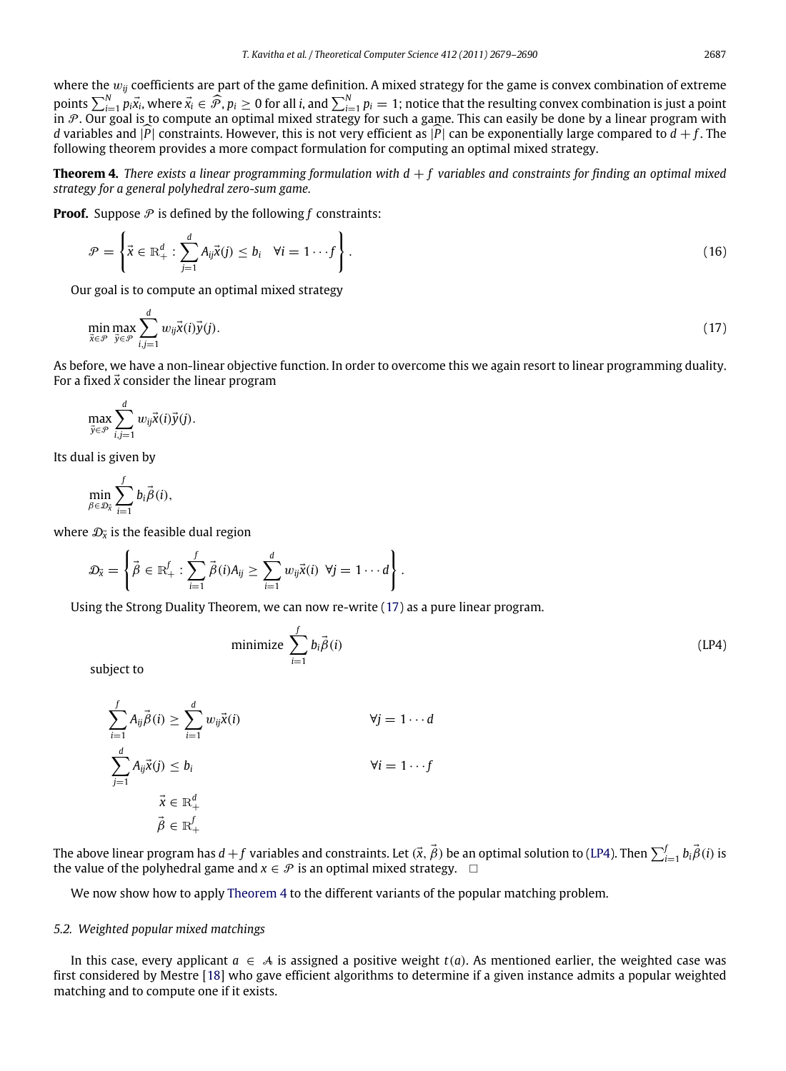where the $w_{ij}$ coefficients are part of the game definition. A mixed strategy for the game is convex combination of extreme points $\sum_{i=1}^{N} p_i\vec{x_i}$, where $\vec{x_i} \in \widehat{\mathcal{P}}, p_i \geq 0$ for all $i$, and $\sum_{i=1}^{N} p_i = 1$; notice that the resulting convex combination is just a point in $\mathcal{P}$. Our goal is to compute an optimal mixed strategy for such a game. This can easily be done by a linear program with $d$ variables and $|\widehat{P}|$ constraints. However, this is not very efficient as $|\widehat{P}|$ can be exponentially large compared to $d + f$. The following theorem provides a more compact formulation for computing an optimal mixed strategy.

**Theorem 4.** *There exists a linear programming formulation with $d + f$ variables and constraints for finding an optimal mixed strategy for a general polyhedral zero-sum game.*

**Proof.** Suppose $\mathcal{P}$ is defined by the following $f$ constraints:

$$\mathcal{P} = \left\{ \vec{x} \in \mathbb{R}_+^d : \sum_{j=1}^{d} A_{ij}\vec{x}(j) \leq b_i \quad \forall i = 1 \cdots f \right\}. \tag{16}$$

Our goal is to compute an optimal mixed strategy

$$\min_{\vec{x} \in \mathcal{P}} \max_{\vec{y} \in \mathcal{P}} \sum_{i,j=1}^{d} w_{ij}\vec{x}(i)\vec{y}(j). \tag{17}$$

As before, we have a non-linear objective function. In order to overcome this we again resort to linear programming duality. For a fixed $\vec{x}$ consider the linear program

$$\max_{\vec{y} \in \mathcal{P}} \sum_{i,j=1}^{d} w_{ij}\vec{x}(i)\vec{y}(j).$$

Its dual is given by

$$\min_{\beta \in \mathcal{D}_{\vec{x}}} \sum_{i=1}^{f} b_i\vec{\beta}(i),$$

where $\mathcal{D}_{\vec{x}}$ is the feasible dual region

$$\mathcal{D}_{\vec{x}} = \left\{ \vec{\beta} \in \mathbb{R}_+^f : \sum_{i=1}^{f} \vec{\beta}(i)A_{ij} \geq \sum_{i=1}^{d} w_{ij}\vec{x}(i) \;\; \forall j = 1 \cdots d \right\}.$$

Using the Strong Duality Theorem, we can now re-write (17) as a pure linear program.

$$\text{minimize} \sum_{i=1}^{f} b_i\vec{\beta}(i) \tag{LP4}$$

subject to

$$\sum_{i=1}^{f} A_{ij}\vec{\beta}(i) \geq \sum_{i=1}^{d} w_{ij}\vec{x}(i) \qquad \forall j = 1 \cdots d$$

$$\sum_{j=1}^{d} A_{ij}\vec{x}(j) \leq b_i \qquad \forall i = 1 \cdots f$$

$$\vec{x} \in \mathbb{R}_+^d$$

$$\vec{\beta} \in \mathbb{R}_+^f$$

The above linear program has $d+f$ variables and constraints. Let $(\vec{x}, \vec{\beta})$ be an optimal solution to (LP4). Then $\sum_{i=1}^{f} b_i\vec{\beta}(i)$ is the value of the polyhedral game and $x \in \mathcal{P}$ is an optimal mixed strategy. □

We now show how to apply Theorem 4 to the different variants of the popular matching problem.

### 5.2. Weighted popular mixed matchings

In this case, every applicant $a \in \mathcal{A}$ is assigned a positive weight $t(a)$. As mentioned earlier, the weighted case was first considered by Mestre [18] who gave efficient algorithms to determine if a given instance admits a popular weighted matching and to compute one if it exists.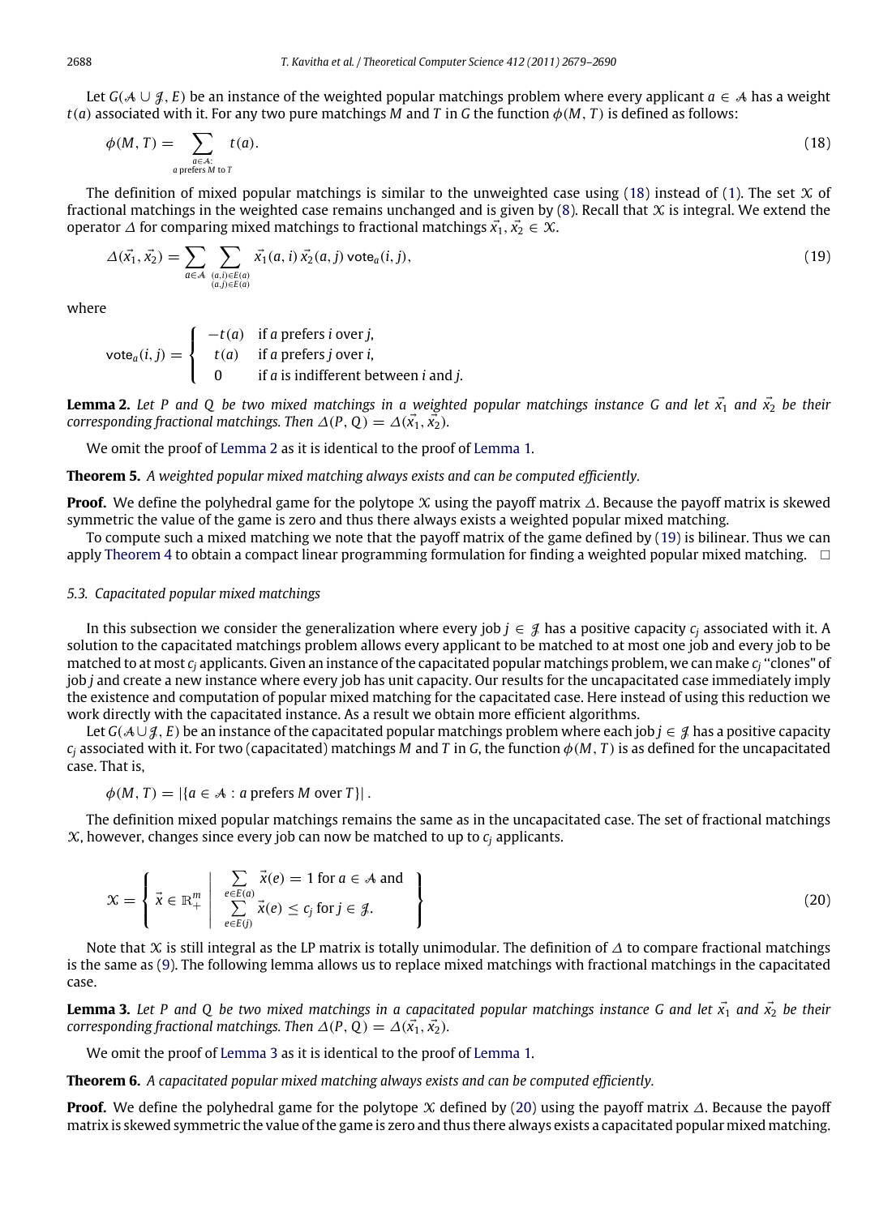Let $G(\mathcal{A} \cup \mathcal{J}, E)$ be an instance of the weighted popular matchings problem where every applicant $a \in \mathcal{A}$ has a weight $t(a)$ associated with it. For any two pure matchings $M$ and $T$ in $G$ the function $\phi(M, T)$ is defined as follows:

$$\phi(M,T) = \sum_{\substack{a \in \mathcal{A}: \\ a \text{ prefers } M \text{ to } T}} t(a). \tag{18}$$

The definition of mixed popular matchings is similar to the unweighted case using (18) instead of (1). The set $\mathcal{X}$ of fractional matchings in the weighted case remains unchanged and is given by (8). Recall that $\mathcal{X}$ is integral. We extend the operator $\Delta$ for comparing mixed matchings to fractional matchings $\vec{x}_1, \vec{x}_2 \in \mathcal{X}$.

$$\Delta(\vec{x}_1, \vec{x}_2) = \sum_{a \in \mathcal{A}} \sum_{\substack{(a,i) \in E(a) \\ (a,j) \in E(a)}} \vec{x}_1(a,i)\, \vec{x}_2(a,j)\, \mathsf{vote}_a(i,j), \tag{19}$$

where

$$\mathsf{vote}_a(i,j) = \begin{cases} -t(a) & \text{if } a \text{ prefers } i \text{ over } j, \\ \ \ t(a) & \text{if } a \text{ prefers } j \text{ over } i, \\ \ \ 0 & \text{if } a \text{ is indifferent between } i \text{ and } j. \end{cases}$$

**Lemma 2.** *Let $P$ and $Q$ be two mixed matchings in a weighted popular matchings instance $G$ and let $\vec{x}_1$ and $\vec{x}_2$ be their corresponding fractional matchings. Then $\Delta(P, Q) = \Delta(\vec{x}_1, \vec{x}_2)$.*

We omit the proof of Lemma 2 as it is identical to the proof of Lemma 1.

**Theorem 5.** *A weighted popular mixed matching always exists and can be computed efficiently.*

**Proof.** We define the polyhedral game for the polytope $\mathcal{X}$ using the payoff matrix $\Delta$. Because the payoff matrix is skewed symmetric the value of the game is zero and thus there always exists a weighted popular mixed matching.

To compute such a mixed matching we note that the payoff matrix of the game defined by (19) is bilinear. Thus we can apply Theorem 4 to obtain a compact linear programming formulation for finding a weighted popular mixed matching. $\square$

### 5.3. Capacitated popular mixed matchings

In this subsection we consider the generalization where every job $j \in \mathcal{J}$ has a positive capacity $c_j$ associated with it. A solution to the capacitated matchings problem allows every applicant to be matched to at most one job and every job to be matched to at most $c_j$ applicants. Given an instance of the capacitated popular matchings problem, we can make $c_j$ "clones" of job $j$ and create a new instance where every job has unit capacity. Our results for the uncapacitated case immediately imply the existence and computation of popular mixed matching for the capacitated case. Here instead of using this reduction we work directly with the capacitated instance. As a result we obtain more efficient algorithms.

Let $G(\mathcal{A} \cup \mathcal{J}, E)$ be an instance of the capacitated popular matchings problem where each job $j \in \mathcal{J}$ has a positive capacity $c_j$ associated with it. For two (capacitated) matchings $M$ and $T$ in $G$, the function $\phi(M, T)$ is as defined for the uncapacitated case. That is,

$$\phi(M,T) = |\{a \in \mathcal{A} : a \text{ prefers } M \text{ over } T\}|\,.$$

The definition mixed popular matchings remains the same as in the uncapacitated case. The set of fractional matchings $\mathcal{X}$, however, changes since every job can now be matched to up to $c_j$ applicants.

$$\mathcal{X} = \left\{ \vec{x} \in \mathbb{R}^m_+ \;\middle|\; \begin{array}{l} \sum_{e \in E(a)} \vec{x}(e) = 1 \text{ for } a \in \mathcal{A} \text{ and} \\ \sum_{e \in E(j)} \vec{x}(e) \le c_j \text{ for } j \in \mathcal{J}. \end{array} \right\} \tag{20}$$

Note that $\mathcal{X}$ is still integral as the LP matrix is totally unimodular. The definition of $\Delta$ to compare fractional matchings is the same as (9). The following lemma allows us to replace mixed matchings with fractional matchings in the capacitated case.

**Lemma 3.** *Let $P$ and $Q$ be two mixed matchings in a capacitated popular matchings instance $G$ and let $\vec{x}_1$ and $\vec{x}_2$ be their corresponding fractional matchings. Then $\Delta(P, Q) = \Delta(\vec{x}_1, \vec{x}_2)$.*

We omit the proof of Lemma 3 as it is identical to the proof of Lemma 1.

**Theorem 6.** *A capacitated popular mixed matching always exists and can be computed efficiently.*

**Proof.** We define the polyhedral game for the polytope $\mathcal{X}$ defined by (20) using the payoff matrix $\Delta$. Because the payoff matrix is skewed symmetric the value of the game is zero and thus there always exists a capacitated popular mixed matching.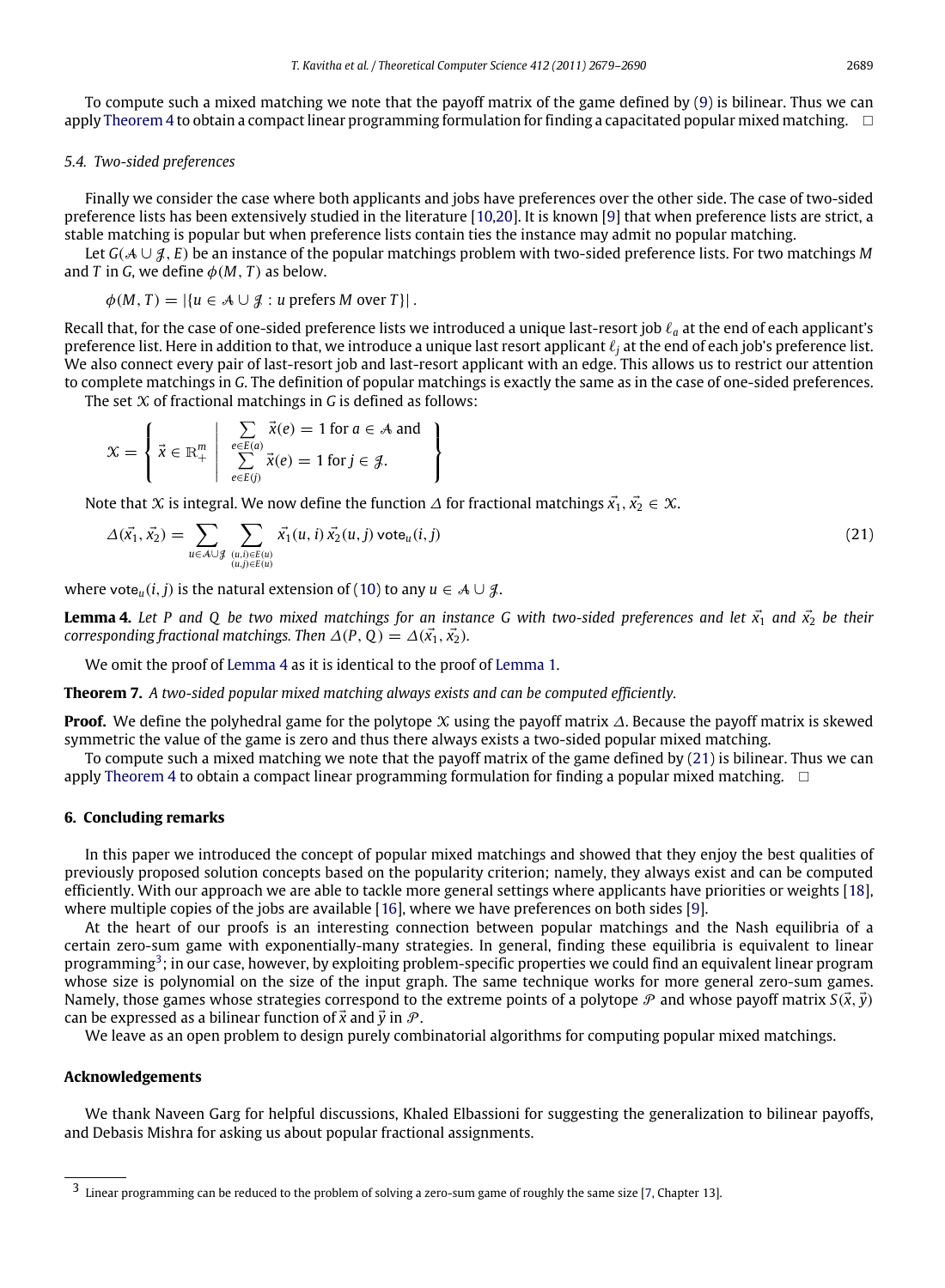To compute such a mixed matching we note that the payoff matrix of the game defined by (9) is bilinear. Thus we can apply Theorem 4 to obtain a compact linear programming formulation for finding a capacitated popular mixed matching. □

### 5.4. Two-sided preferences

Finally we consider the case where both applicants and jobs have preferences over the other side. The case of two-sided preference lists has been extensively studied in the literature [10,20]. It is known [9] that when preference lists are strict, a stable matching is popular but when preference lists contain ties the instance may admit no popular matching.

Let $G(\mathcal{A} \cup \mathcal{J}, E)$ be an instance of the popular matchings problem with two-sided preference lists. For two matchings $M$ and $T$ in $G$, we define $\phi(M, T)$ as below.

$$\phi(M, T) = |\{u \in \mathcal{A} \cup \mathcal{J} : u \text{ prefers } M \text{ over } T\}|\,.$$

Recall that, for the case of one-sided preference lists we introduced a unique last-resort job $\ell_a$ at the end of each applicant's preference list. Here in addition to that, we introduce a unique last resort applicant $\ell_j$ at the end of each job's preference list. We also connect every pair of last-resort job and last-resort applicant with an edge. This allows us to restrict our attention to complete matchings in $G$. The definition of popular matchings is exactly the same as in the case of one-sided preferences.

The set $\mathcal{X}$ of fractional matchings in $G$ is defined as follows:

$$\mathcal{X} = \left\{ \vec{x} \in \mathbb{R}^m_+ \;\middle|\; \begin{array}{l} \sum_{e \in E(a)} \vec{x}(e) = 1 \text{ for } a \in \mathcal{A} \text{ and} \\ \sum_{e \in E(j)} \vec{x}(e) = 1 \text{ for } j \in \mathcal{J}. \end{array} \right\}$$

Note that $\mathcal{X}$ is integral. We now define the function $\Delta$ for fractional matchings $\vec{x}_1, \vec{x}_2 \in \mathcal{X}$.

$$\Delta(\vec{x}_1, \vec{x}_2) = \sum_{u \in \mathcal{A} \cup \mathcal{J}} \sum_{\substack{(u,i) \in E(u) \\ (u,j) \in E(u)}} \vec{x}_1(u, i)\, \vec{x}_2(u, j)\, \mathsf{vote}_u(i, j) \tag{21}$$

where $\mathsf{vote}_u(i, j)$ is the natural extension of (10) to any $u \in \mathcal{A} \cup \mathcal{J}$.

**Lemma 4.** *Let $P$ and $Q$ be two mixed matchings for an instance $G$ with two-sided preferences and let $\vec{x}_1$ and $\vec{x}_2$ be their corresponding fractional matchings. Then $\Delta(P, Q) = \Delta(\vec{x}_1, \vec{x}_2)$.*

We omit the proof of Lemma 4 as it is identical to the proof of Lemma 1.

**Theorem 7.** *A two-sided popular mixed matching always exists and can be computed efficiently.*

**Proof.** We define the polyhedral game for the polytope $\mathcal{X}$ using the payoff matrix $\Delta$. Because the payoff matrix is skewed symmetric the value of the game is zero and thus there always exists a two-sided popular mixed matching.

To compute such a mixed matching we note that the payoff matrix of the game defined by (21) is bilinear. Thus we can apply Theorem 4 to obtain a compact linear programming formulation for finding a popular mixed matching. □

## 6. Concluding remarks

In this paper we introduced the concept of popular mixed matchings and showed that they enjoy the best qualities of previously proposed solution concepts based on the popularity criterion; namely, they always exist and can be computed efficiently. With our approach we are able to tackle more general settings where applicants have priorities or weights [18], where multiple copies of the jobs are available [16], where we have preferences on both sides [9].

At the heart of our proofs is an interesting connection between popular matchings and the Nash equilibria of a certain zero-sum game with exponentially-many strategies. In general, finding these equilibria is equivalent to linear programming[3]; in our case, however, by exploiting problem-specific properties we could find an equivalent linear program whose size is polynomial on the size of the input graph. The same technique works for more general zero-sum games. Namely, those games whose strategies correspond to the extreme points of a polytope $\mathcal{P}$ and whose payoff matrix $S(\vec{x}, \vec{y})$ can be expressed as a bilinear function of $\vec{x}$ and $\vec{y}$ in $\mathcal{P}$.

We leave as an open problem to design purely combinatorial algorithms for computing popular mixed matchings.

## Acknowledgements

We thank Naveen Garg for helpful discussions, Khaled Elbassioni for suggesting the generalization to bilinear payoffs, and Debasis Mishra for asking us about popular fractional assignments.

---

[3] Linear programming can be reduced to the problem of solving a zero-sum game of roughly the same size [7, Chapter 13].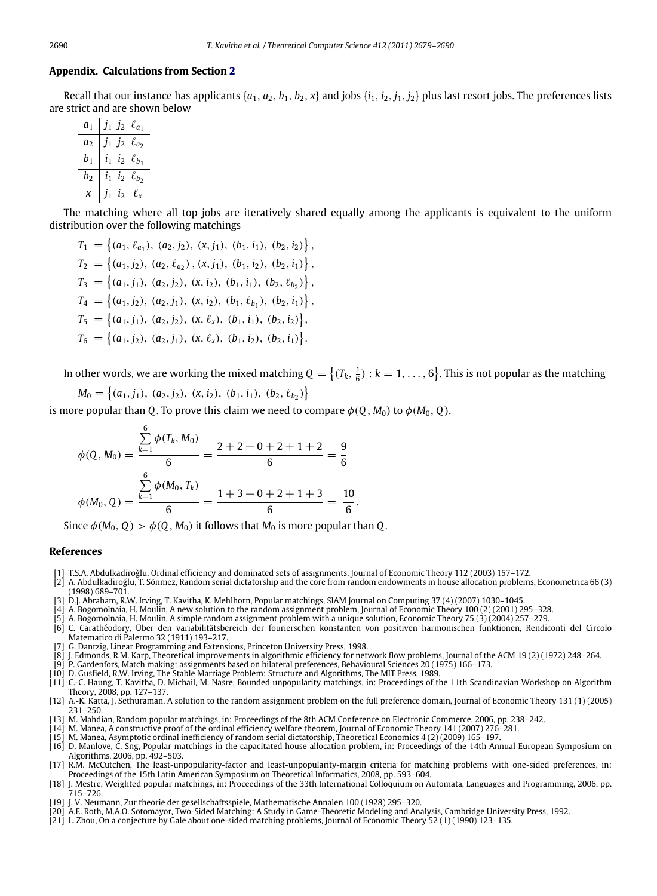## Appendix. Calculations from Section 2

Recall that our instance has applicants $\{a_1, a_2, b_1, b_2, x\}$ and jobs $\{i_1, i_2, j_1, j_2\}$ plus last resort jobs. The preferences lists are strict and are shown below

| | |
|---|---|
| $a_1$ | $j_1$ $j_2$ $\ell_{a_1}$ |
| $a_2$ | $j_1$ $j_2$ $\ell_{a_2}$ |
| $b_1$ | $i_1$ $i_2$ $\ell_{b_1}$ |
| $b_2$ | $i_1$ $i_2$ $\ell_{b_2}$ |
| $x$ | $j_1$ $i_2$ $\ell_x$ |

The matching where all top jobs are iteratively shared equally among the applicants is equivalent to the uniform distribution over the following matchings

$$T_1 = \left\{(a_1, \ell_{a_1}),\ (a_2, j_2),\ (x, j_1),\ (b_1, i_1),\ (b_2, i_2)\right\},$$

$$T_2 = \left\{(a_1, j_2),\ (a_2, \ell_{a_2}),\ (x, j_1),\ (b_1, i_2),\ (b_2, i_1)\right\},$$

$$T_3 = \left\{(a_1, j_1),\ (a_2, j_2),\ (x, i_2),\ (b_1, i_1),\ (b_2, \ell_{b_2})\right\},$$

$$T_4 = \left\{(a_1, j_2),\ (a_2, j_1),\ (x, i_2),\ (b_1, \ell_{b_1}),\ (b_2, i_1)\right\},$$

$$T_5 = \left\{(a_1, j_1),\ (a_2, j_2),\ (x, \ell_x),\ (b_1, i_1),\ (b_2, i_2)\right\},$$

$$T_6 = \left\{(a_1, j_2),\ (a_2, j_1),\ (x, \ell_x),\ (b_1, i_2),\ (b_2, i_1)\right\}.$$

In other words, we are working the mixed matching $Q = \left\{(T_k, \frac{1}{6}) : k = 1, \ldots, 6\right\}$. This is not popular as the matching

$$M_0 = \left\{(a_1, j_1),\ (a_2, j_2),\ (x, i_2),\ (b_1, i_1),\ (b_2, \ell_{b_2})\right\}$$

is more popular than $Q$. To prove this claim we need to compare $\phi(Q, M_0)$ to $\phi(M_0, Q)$.

$$\phi(Q, M_0) = \frac{\sum_{k=1}^{6} \phi(T_k, M_0)}{6} = \frac{2+2+0+2+1+2}{6} = \frac{9}{6}$$

$$\phi(M_0, Q) = \frac{\sum_{k=1}^{6} \phi(M_0, T_k)}{6} = \frac{1+3+0+2+1+3}{6} = \frac{10}{6}.$$

Since $\phi(M_0, Q) > \phi(Q, M_0)$ it follows that $M_0$ is more popular than $Q$.

## References

[1] T.S.A. Abdulkadiroğlu, Ordinal efficiency and dominated sets of assignments, Journal of Economic Theory 112 (2003) 157–172.
[2] A. Abdulkadiroğlu, T. Sönmez, Random serial dictatorship and the core from random endowments in house allocation problems, Econometrica 66 (3) (1998) 689–701.
[3] D.J. Abraham, R.W. Irving, T. Kavitha, K. Mehlhorn, Popular matchings, SIAM Journal on Computing 37 (4) (2007) 1030–1045.
[4] A. Bogomolnaia, H. Moulin, A new solution to the random assignment problem, Journal of Economic Theory 100 (2) (2001) 295–328.
[5] A. Bogomolnaia, H. Moulin, A simple random assignment problem with a unique solution, Economic Theory 75 (3) (2004) 257–279.
[6] C. Carathéodory, Über den variabilitätsbereich der fourierschen konstanten von positiven harmonischen funktionen, Rendiconti del Circolo Matematico di Palermo 32 (1911) 193–217.
[7] G. Dantzig, Linear Programming and Extensions, Princeton University Press, 1998.
[8] J. Edmonds, R.M. Karp, Theoretical improvements in algorithmic efficiency for network flow problems, Journal of the ACM 19 (2) (1972) 248–264.
[9] P. Gardenfors, Match making: assignments based on bilateral preferences, Behavioural Sciences 20 (1975) 166–173.
[10] D. Gusfield, R.W. Irving, The Stable Marriage Problem: Structure and Algorithms, The MIT Press, 1989.
[11] C.-C. Haung, T. Kavitha, D. Michail, M. Nasre, Bounded unpopularity matchings. in: Proceedings of the 11th Scandinavian Workshop on Algorithm Theory, 2008, pp. 127–137.
[12] A.-K. Katta, J. Sethuraman, A solution to the random assignment problem on the full preference domain, Journal of Economic Theory 131 (1) (2005) 231–250.
[13] M. Mahdian, Random popular matchings, in: Proceedings of the 8th ACM Conference on Electronic Commerce, 2006, pp. 238–242.
[14] M. Manea, A constructive proof of the ordinal efficiency welfare theorem, Journal of Economic Theory 141 (2007) 276–281.
[15] M. Manea, Asymptotic ordinal inefficiency of random serial dictatorship, Theoretical Economics 4 (2) (2009) 165–197.
[16] D. Manlove, C. Sng, Popular matchings in the capacitated house allocation problem, in: Proceedings of the 14th Annual European Symposium on Algorithms, 2006, pp. 492–503.
[17] R.M. McCutchen, The least-unpopularity-factor and least-unpopularity-margin criteria for matching problems with one-sided preferences, in: Proceedings of the 15th Latin American Symposium on Theoretical Informatics, 2008, pp. 593–604.
[18] J. Mestre, Weighted popular matchings, in: Proceedings of the 33th International Colloquium on Automata, Languages and Programming, 2006, pp. 715–726.
[19] J. V. Neumann, Zur theorie der gesellschaftsspiele, Mathematische Annalen 100 (1928) 295–320.
[20] A.E. Roth, M.A.O. Sotomayor, Two-Sided Matching: A Study in Game-Theoretic Modeling and Analysis, Cambridge University Press, 1992.
[21] L. Zhou, On a conjecture by Gale about one-sided matching problems, Journal of Economic Theory 52 (1) (1990) 123–135.